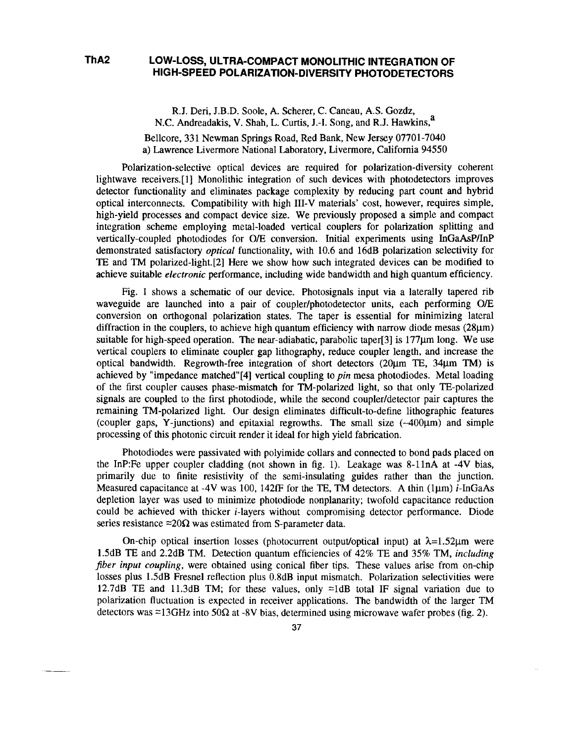ThA2

# LOW-LOSS, ULTRA-COMPACT MONOLITHIC INTEGRATION OF HIGH-SPEED POLARIZATION-DIVERSITY PHOTODETECTORS

R.J. Deri, J.B.D. Soole, A. Scherer, C. Caneau, A.S. Gozdz, N.C. Andreadakis, V. Shah, L. Curtis, J.-I. Song, and R.J. Hawkins,[a]

Bellcore, 331 Newman Springs Road, Red Bank, New Jersey 07701-7040
a) Lawrence Livermore National Laboratory, Livermore, California 94550

Polarization-selective optical devices are required for polarization-diversity coherent lightwave receivers.[1] Monolithic integration of such devices with photodetectors improves detector functionality and eliminates package complexity by reducing part count and hybrid optical interconnects. Compatibility with high III-V materials' cost, however, requires simple, high-yield processes and compact device size. We previously proposed a simple and compact integration scheme employing metal-loaded vertical couplers for polarization splitting and vertically-coupled photodiodes for O/E conversion. Initial experiments using InGaAsP/InP demonstrated satisfactory *optical* functionality, with 10.6 and 16dB polarization selectivity for TE and TM polarized-light.[2] Here we show how such integrated devices can be modified to achieve suitable *electronic* performance, including wide bandwidth and high quantum efficiency.

Fig. 1 shows a schematic of our device. Photosignals input via a laterally tapered rib waveguide are launched into a pair of coupler/photodetector units, each performing O/E conversion on orthogonal polarization states. The taper is essential for minimizing lateral diffraction in the couplers, to achieve high quantum efficiency with narrow diode mesas (28μm) suitable for high-speed operation. The near-adiabatic, parabolic taper[3] is 177μm long. We use vertical couplers to eliminate coupler gap lithography, reduce coupler length, and increase the optical bandwidth. Regrowth-free integration of short detectors (20μm TE, 34μm TM) is achieved by "impedance matched"[4] vertical coupling to *pin* mesa photodiodes. Metal loading of the first coupler causes phase-mismatch for TM-polarized light, so that only TE-polarized signals are coupled to the first photodiode, while the second coupler/detector pair captures the remaining TM-polarized light. Our design eliminates difficult-to-define lithographic features (coupler gaps, Y-junctions) and epitaxial regrowths. The small size (~400μm) and simple processing of this photonic circuit render it ideal for high yield fabrication.

Photodiodes were passivated with polyimide collars and connected to bond pads placed on the InP:Fe upper coupler cladding (not shown in fig. 1). Leakage was 8-11nA at -4V bias, primarily due to finite resistivity of the semi-insulating guides rather than the junction. Measured capacitance at -4V was 100, 142fF for the TE, TM detectors. A thin (1μm) *i*-InGaAs depletion layer was used to minimize photodiode nonplanarity; twofold capacitance reduction could be achieved with thicker *i*-layers without compromising detector performance. Diode series resistance ≈20Ω was estimated from S-parameter data.

On-chip optical insertion losses (photocurrent output/optical input) at $\lambda$=1.52μm were 1.5dB TE and 2.2dB TM. Detection quantum efficiencies of 42% TE and 35% TM, *including fiber input coupling*, were obtained using conical fiber tips. These values arise from on-chip losses plus 1.5dB Fresnel reflection plus 0.8dB input mismatch. Polarization selectivities were 12.7dB TE and 11.3dB TM; for these values, only ≈1dB total IF signal variation due to polarization fluctuation is expected in receiver applications. The bandwidth of the larger TM detectors was ≈13GHz into 50Ω at -8V bias, determined using microwave wafer probes (fig. 2).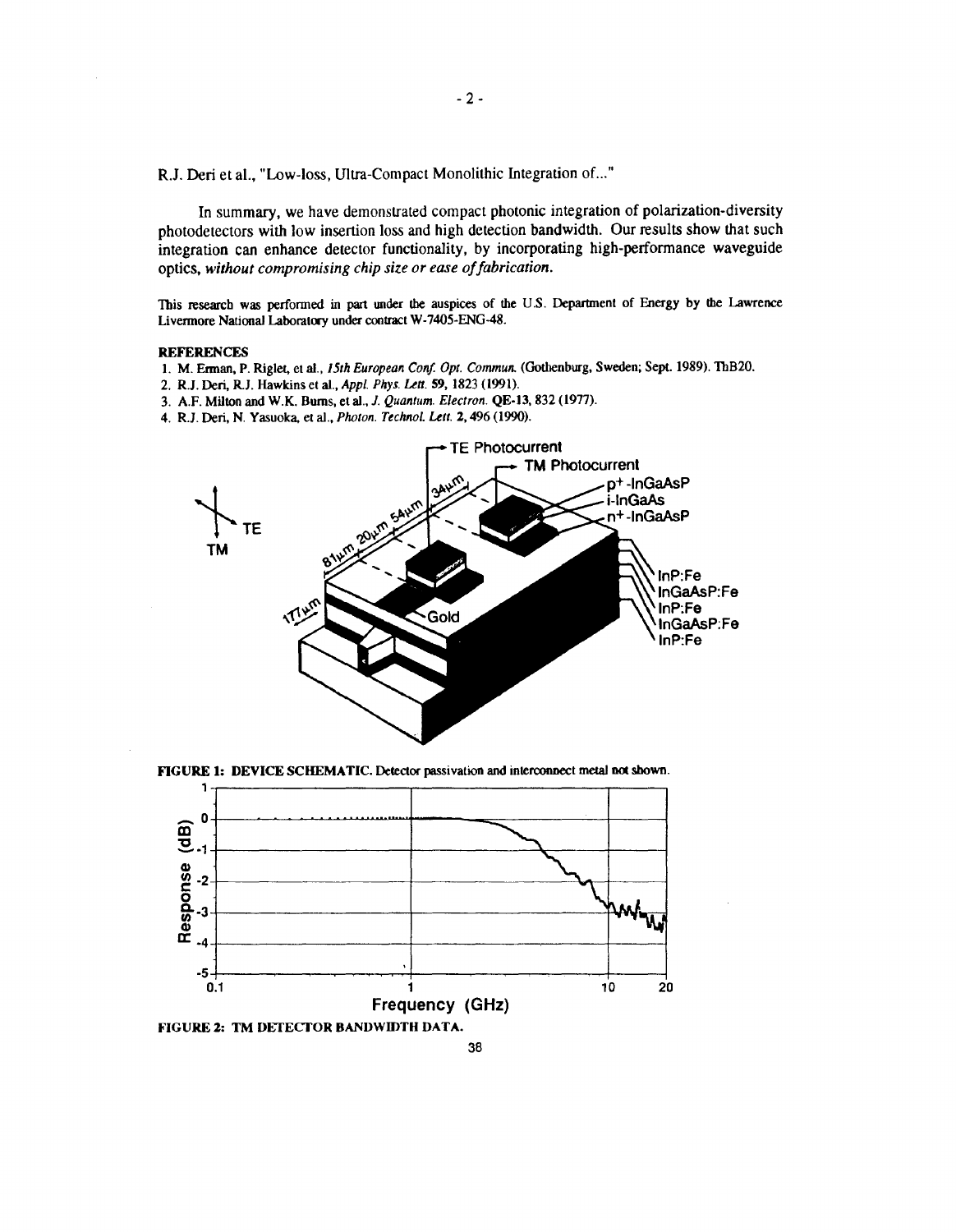R.J. Deri et al., "Low-loss, Ultra-Compact Monolithic Integration of..."

In summary, we have demonstrated compact photonic integration of polarization-diversity photodetectors with low insertion loss and high detection bandwidth. Our results show that such integration can enhance detector functionality, by incorporating high-performance waveguide optics, *without compromising chip size or ease of fabrication.*

This research was performed in part under the auspices of the U.S. Department of Energy by the Lawrence Livermore National Laboratory under contract W-7405-ENG-48.

**REFERENCES**

1. M. Erman, P. Riglet, et al., *15th European Conf. Opt. Commun.* (Gothenburg, Sweden; Sept. 1989). ThB20.
2. R.J. Deri, R.J. Hawkins et al., *Appl. Phys. Lett.* **59**, 1823 (1991).
3. A.F. Milton and W.K. Burns, et al., *J. Quantum. Electron.* **QE-13**, 832 (1977).
4. R.J. Deri, N. Yasuoka, et al., *Photon. Technol. Lett.* **2**, 496 (1990).

TE Photocurrent
TM Photocurrent
TE
TM
81μm 20μm 54μm 34μm
177μm
Gold
$p^+$-InGaAsP
i-InGaAs
$n^+$-InGaAsP
InP:Fe
InGaAsP:Fe
InP:Fe
InGaAsP:Fe
InP:Fe

**FIGURE 1: DEVICE SCHEMATIC.** Detector passivation and interconnect metal not shown.

Response (dB)
1
0
-1
-2
-3
-4
-5
0.1
1
10
20
Frequency (GHz)

**FIGURE 2: TM DETECTOR BANDWIDTH DATA.**